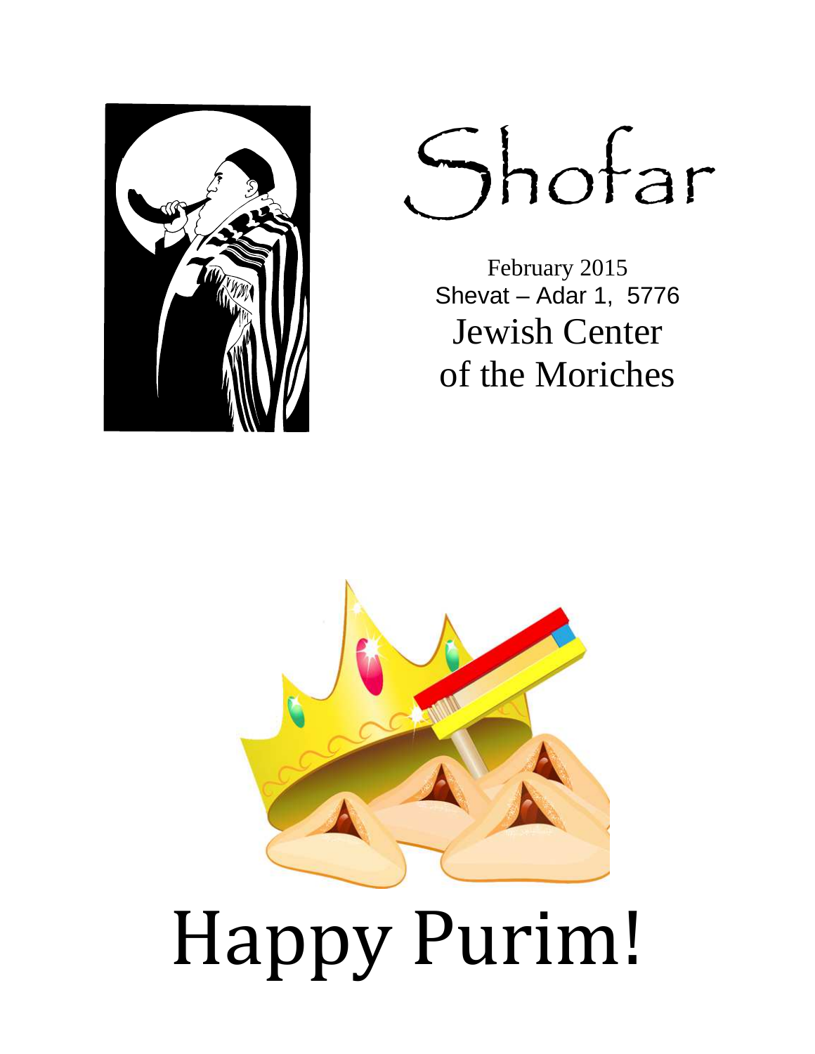# Shofar

February 2015
Shevat – Adar 1, 5776
Jewish Center
of the Moriches

# Happy Purim!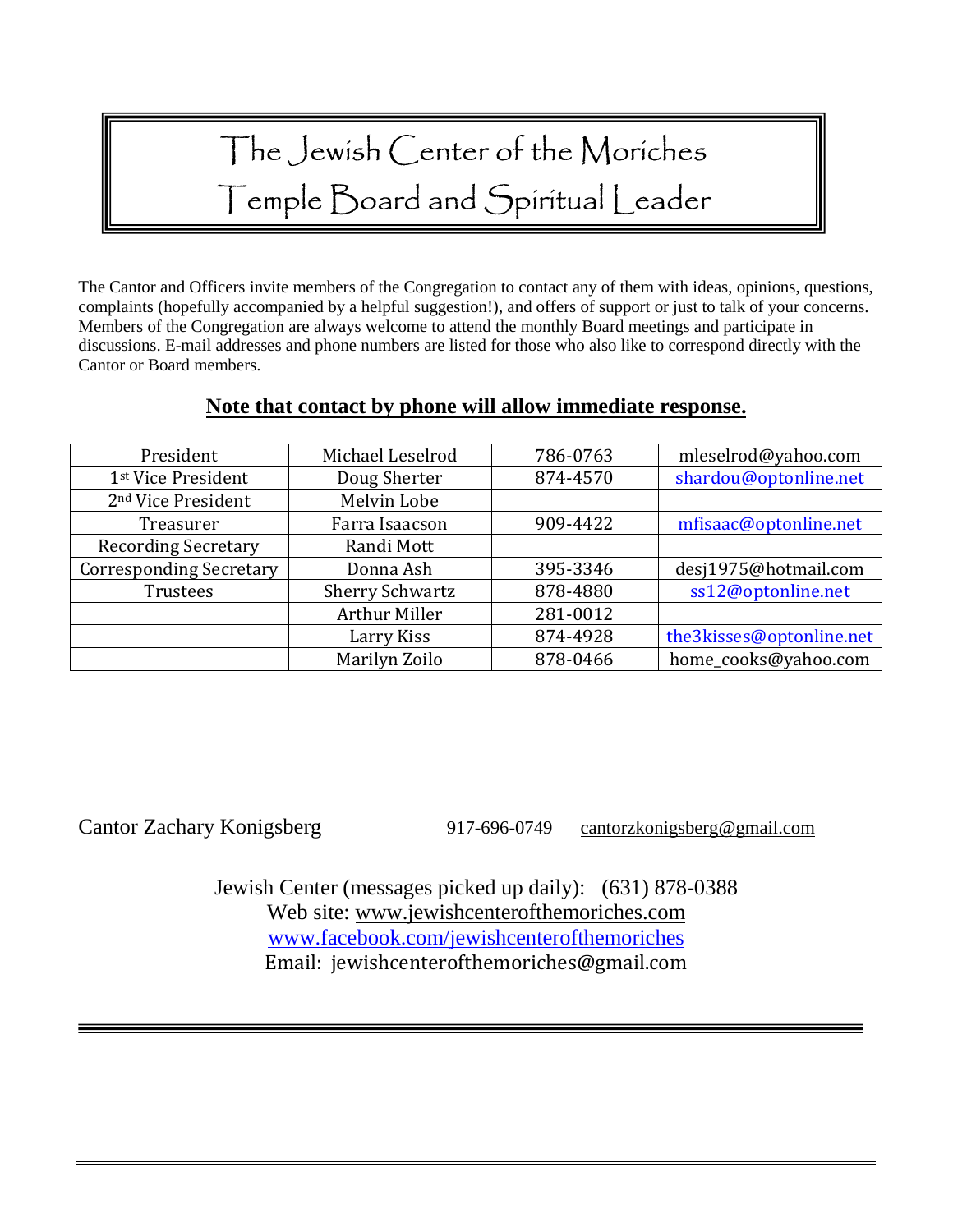# The Jewish Center of the Moriches
# Temple Board and Spiritual Leader

The Cantor and Officers invite members of the Congregation to contact any of them with ideas, opinions, questions, complaints (hopefully accompanied by a helpful suggestion!), and offers of support or just to talk of your concerns. Members of the Congregation are always welcome to attend the monthly Board meetings and participate in discussions. E-mail addresses and phone numbers are listed for those who also like to correspond directly with the Cantor or Board members.

**Note that contact by phone will allow immediate response.**

| | | | |
|---|---|---|---|
| President | Michael Leselrod | 786-0763 | mleselrod@yahoo.com |
| 1st Vice President | Doug Sherter | 874-4570 | shardou@optonline.net |
| 2nd Vice President | Melvin Lobe | | |
| Treasurer | Farra Isaacson | 909-4422 | mfisaac@optonline.net |
| Recording Secretary | Randi Mott | | |
| Corresponding Secretary | Donna Ash | 395-3346 | desj1975@hotmail.com |
| Trustees | Sherry Schwartz | 878-4880 | ss12@optonline.net |
| | Arthur Miller | 281-0012 | |
| | Larry Kiss | 874-4928 | the3kisses@optonline.net |
| | Marilyn Zoilo | 878-0466 | home_cooks@yahoo.com |

Cantor Zachary Konigsberg 917-696-0749 cantorzkonigsberg@gmail.com

Jewish Center (messages picked up daily): (631) 878-0388
Web site: www.jewishcenterofthemoriches.com
www.facebook.com/jewishcenterofthemoriches
Email: jewishcenterofthemoriches@gmail.com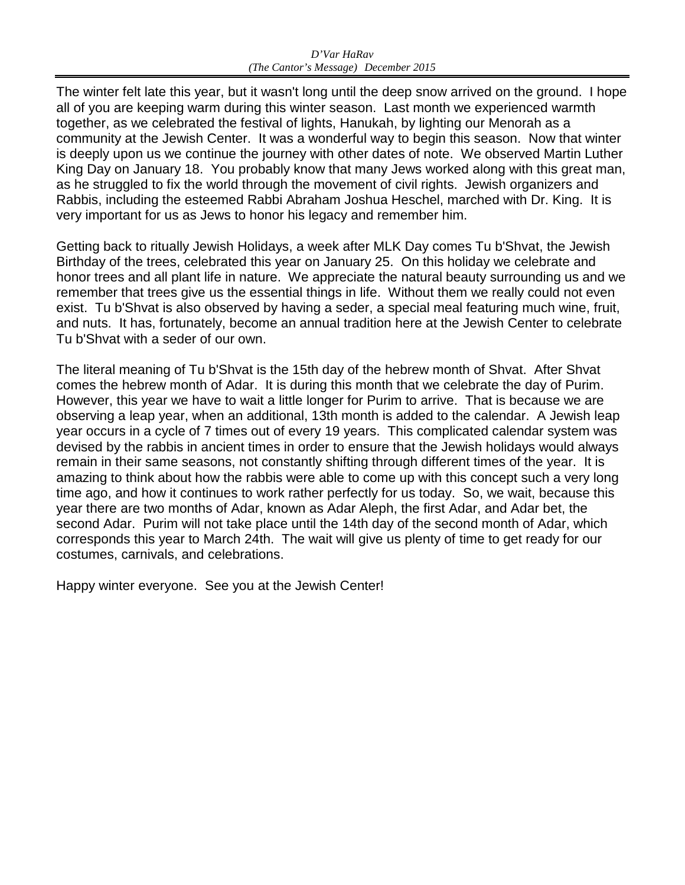*D'Var HaRav*
*(The Cantor's Message) December 2015*

The winter felt late this year, but it wasn't long until the deep snow arrived on the ground. I hope all of you are keeping warm during this winter season. Last month we experienced warmth together, as we celebrated the festival of lights, Hanukah, by lighting our Menorah as a community at the Jewish Center. It was a wonderful way to begin this season. Now that winter is deeply upon us we continue the journey with other dates of note. We observed Martin Luther King Day on January 18. You probably know that many Jews worked along with this great man, as he struggled to fix the world through the movement of civil rights. Jewish organizers and Rabbis, including the esteemed Rabbi Abraham Joshua Heschel, marched with Dr. King. It is very important for us as Jews to honor his legacy and remember him.

Getting back to ritually Jewish Holidays, a week after MLK Day comes Tu b'Shvat, the Jewish Birthday of the trees, celebrated this year on January 25. On this holiday we celebrate and honor trees and all plant life in nature. We appreciate the natural beauty surrounding us and we remember that trees give us the essential things in life. Without them we really could not even exist. Tu b'Shvat is also observed by having a seder, a special meal featuring much wine, fruit, and nuts. It has, fortunately, become an annual tradition here at the Jewish Center to celebrate Tu b'Shvat with a seder of our own.

The literal meaning of Tu b'Shvat is the 15th day of the hebrew month of Shvat. After Shvat comes the hebrew month of Adar. It is during this month that we celebrate the day of Purim. However, this year we have to wait a little longer for Purim to arrive. That is because we are observing a leap year, when an additional, 13th month is added to the calendar. A Jewish leap year occurs in a cycle of 7 times out of every 19 years. This complicated calendar system was devised by the rabbis in ancient times in order to ensure that the Jewish holidays would always remain in their same seasons, not constantly shifting through different times of the year. It is amazing to think about how the rabbis were able to come up with this concept such a very long time ago, and how it continues to work rather perfectly for us today. So, we wait, because this year there are two months of Adar, known as Adar Aleph, the first Adar, and Adar bet, the second Adar. Purim will not take place until the 14th day of the second month of Adar, which corresponds this year to March 24th. The wait will give us plenty of time to get ready for our costumes, carnivals, and celebrations.

Happy winter everyone. See you at the Jewish Center!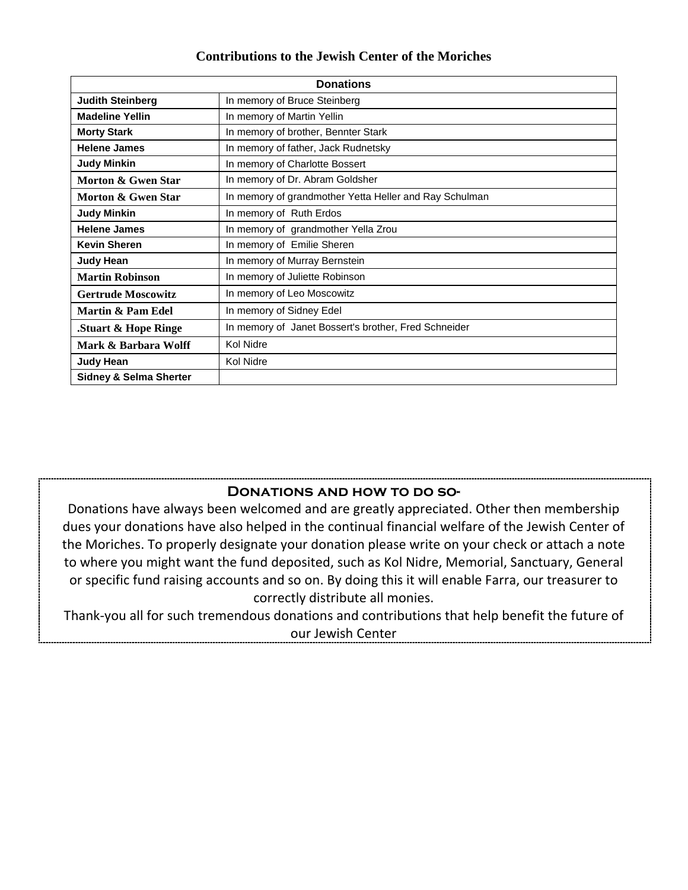## Contributions to the Jewish Center of the Moriches

| Donations | |
|---|---|
| **Judith Steinberg** | In memory of Bruce Steinberg |
| **Madeline Yellin** | In memory of Martin Yellin |
| **Morty Stark** | In memory of brother, Bennter Stark |
| **Helene James** | In memory of father, Jack Rudnetsky |
| **Judy Minkin** | In memory of Charlotte Bossert |
| **Morton & Gwen Star** | In memory of Dr. Abram Goldsher |
| **Morton & Gwen Star** | In memory of grandmother Yetta Heller and Ray Schulman |
| **Judy Minkin** | In memory of Ruth Erdos |
| **Helene James** | In memory of grandmother Yella Zrou |
| **Kevin Sheren** | In memory of Emilie Sheren |
| **Judy Hean** | In memory of Murray Bernstein |
| **Martin Robinson** | In memory of Juliette Robinson |
| **Gertrude Moscowitz** | In memory of Leo Moscowitz |
| **Martin & Pam Edel** | In memory of Sidney Edel |
| **.Stuart & Hope Ringe** | In memory of Janet Bossert's brother, Fred Schneider |
| **Mark & Barbara Wolff** | Kol Nidre |
| **Judy Hean** | Kol Nidre |
| **Sidney & Selma Sherter** | |

### Donations and how to do so-

Donations have always been welcomed and are greatly appreciated. Other then membership dues your donations have also helped in the continual financial welfare of the Jewish Center of the Moriches. To properly designate your donation please write on your check or attach a note to where you might want the fund deposited, such as Kol Nidre, Memorial, Sanctuary, General or specific fund raising accounts and so on. By doing this it will enable Farra, our treasurer to correctly distribute all monies.

Thank-you all for such tremendous donations and contributions that help benefit the future of our Jewish Center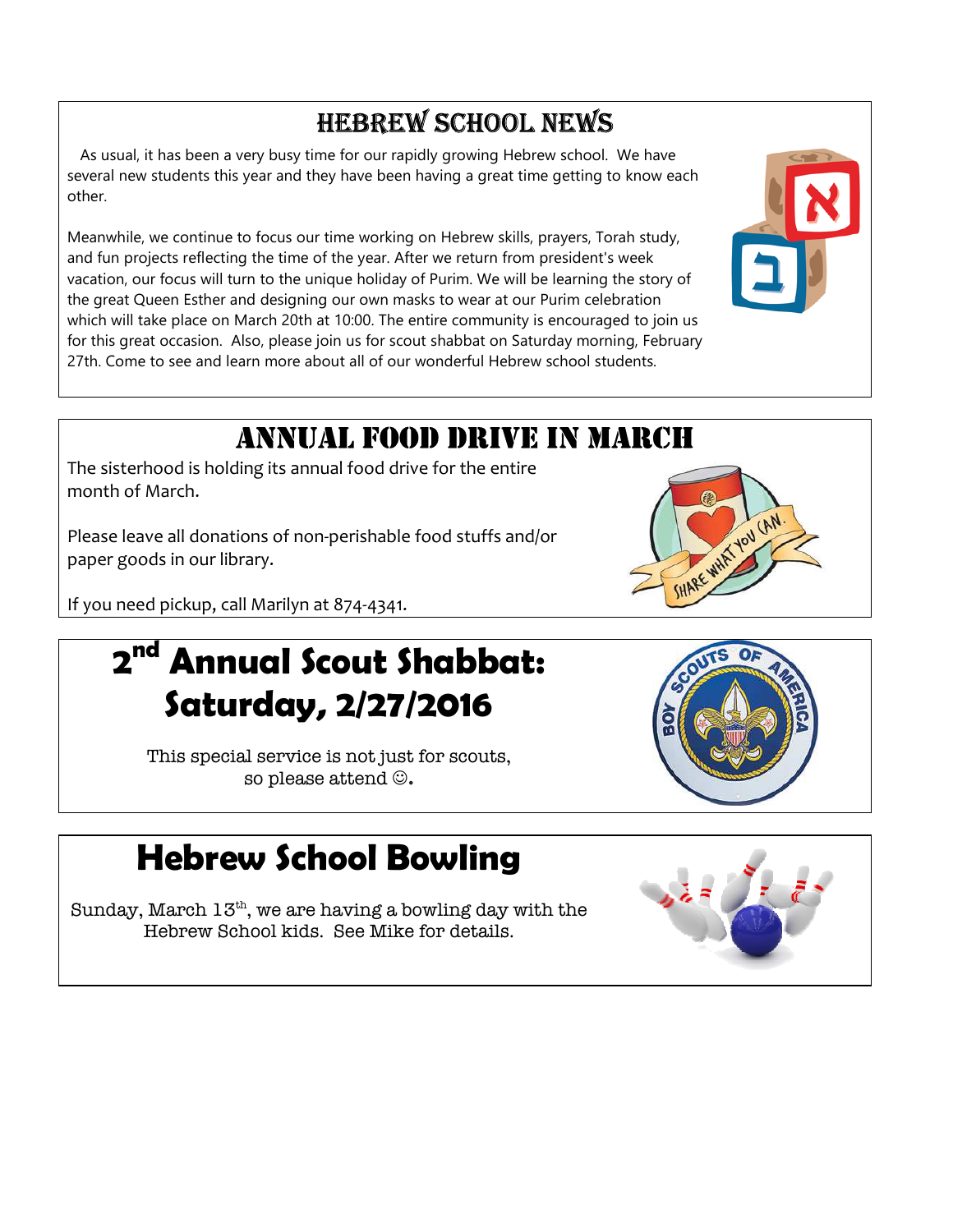## HEBREW SCHOOL NEWS

As usual, it has been a very busy time for our rapidly growing Hebrew school. We have several new students this year and they have been having a great time getting to know each other.

Meanwhile, we continue to focus our time working on Hebrew skills, prayers, Torah study, and fun projects reflecting the time of the year. After we return from president's week vacation, our focus will turn to the unique holiday of Purim. We will be learning the story of the great Queen Esther and designing our own masks to wear at our Purim celebration which will take place on March 20th at 10:00. The entire community is encouraged to join us for this great occasion. Also, please join us for scout shabbat on Saturday morning, February 27th. Come to see and learn more about all of our wonderful Hebrew school students.

## ANNUAL FOOD DRIVE IN MARCH

The sisterhood is holding its annual food drive for the entire month of March.

Please leave all donations of non-perishable food stuffs and/or paper goods in our library.

If you need pickup, call Marilyn at 874-4341.

## 2nd Annual Scout Shabbat: Saturday, 2/27/2016

This special service is not just for scouts, so please attend ☺.

## Hebrew School Bowling

Sunday, March 13th, we are having a bowling day with the Hebrew School kids. See Mike for details.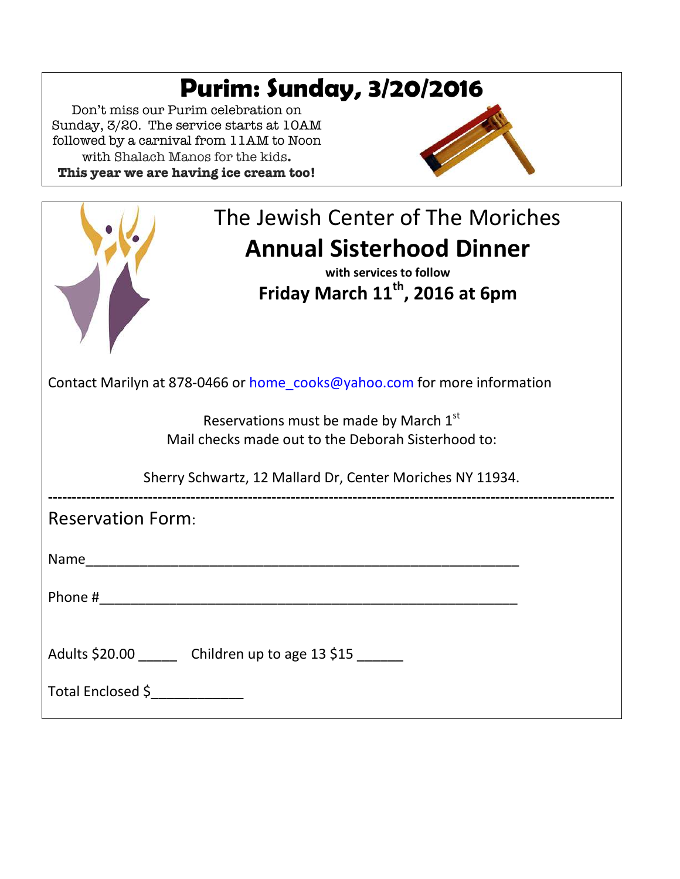# Purim: Sunday, 3/20/2016

Don't miss our Purim celebration on Sunday, 3/20. The service starts at 10AM followed by a carnival from 11AM to Noon with Shalach Manos for the kids.

**This year we are having ice cream too!**

---

## The Jewish Center of The Moriches

## **Annual Sisterhood Dinner**

**with services to follow**

**Friday March 11th, 2016 at 6pm**

Contact Marilyn at 878-0466 or home_cooks@yahoo.com for more information

Reservations must be made by March 1st

Mail checks made out to the Deborah Sisterhood to:

Sherry Schwartz, 12 Mallard Dr, Center Moriches NY 11934.

---

Reservation Form:

Name_______________________________________________

Phone #_____________________________________________

Adults $20.00 _____ Children up to age 13 $15 ______

Total Enclosed $____________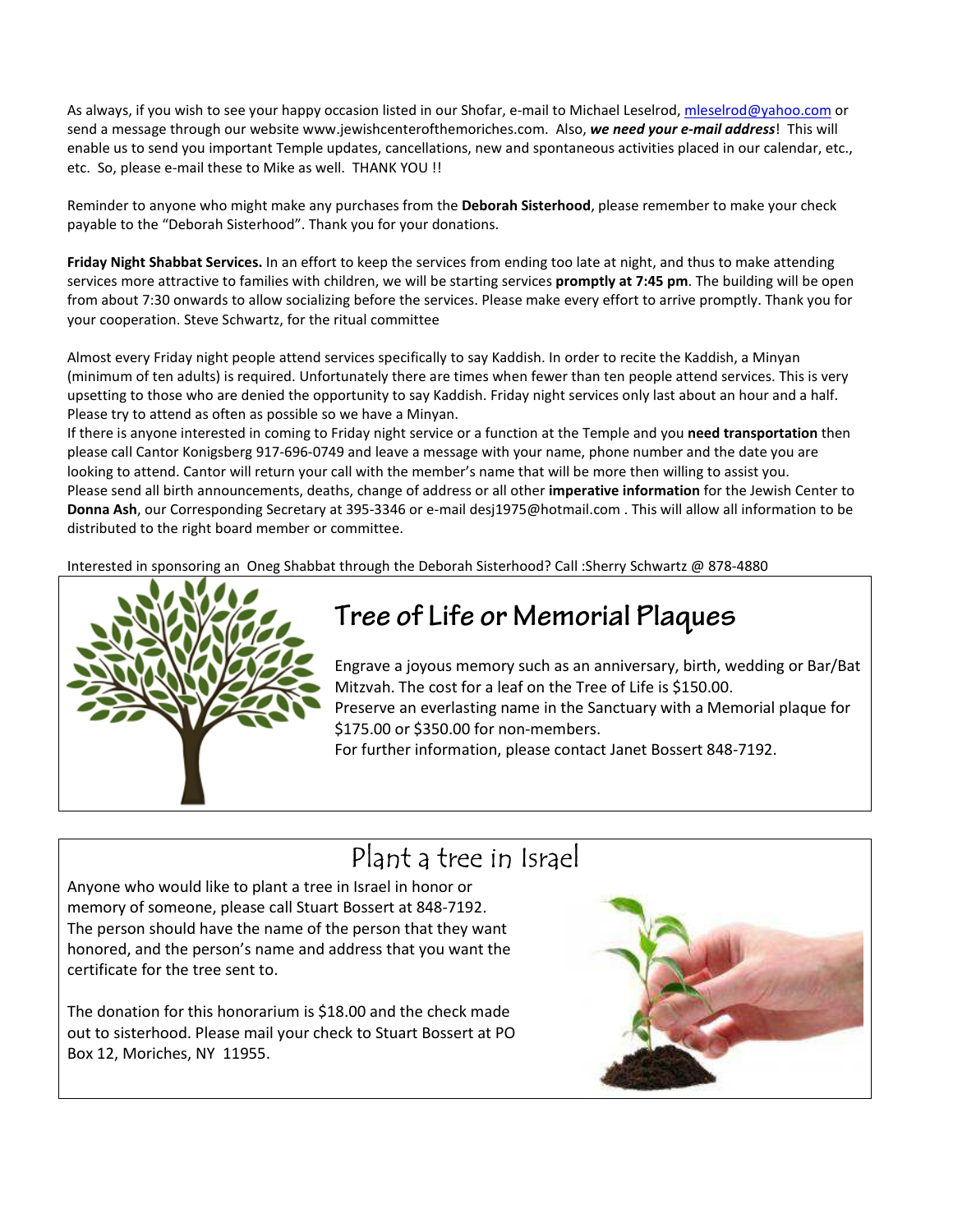As always, if you wish to see your happy occasion listed in our Shofar, e-mail to Michael Leselrod, mleselrod@yahoo.com or send a message through our website www.jewishcenterofthemoriches.com. Also, ***we need your e-mail address***! This will enable us to send you important Temple updates, cancellations, new and spontaneous activities placed in our calendar, etc., etc. So, please e-mail these to Mike as well. THANK YOU !!

Reminder to anyone who might make any purchases from the **Deborah Sisterhood**, please remember to make your check payable to the "Deborah Sisterhood". Thank you for your donations.

**Friday Night Shabbat Services.** In an effort to keep the services from ending too late at night, and thus to make attending services more attractive to families with children, we will be starting services **promptly at 7:45 pm**. The building will be open from about 7:30 onwards to allow socializing before the services. Please make every effort to arrive promptly. Thank you for your cooperation. Steve Schwartz, for the ritual committee

Almost every Friday night people attend services specifically to say Kaddish. In order to recite the Kaddish, a Minyan (minimum of ten adults) is required. Unfortunately there are times when fewer than ten people attend services. This is very upsetting to those who are denied the opportunity to say Kaddish. Friday night services only last about an hour and a half. Please try to attend as often as possible so we have a Minyan.

If there is anyone interested in coming to Friday night service or a function at the Temple and you **need transportation** then please call Cantor Konigsberg 917-696-0749 and leave a message with your name, phone number and the date you are looking to attend. Cantor will return your call with the member's name that will be more then willing to assist you.

Please send all birth announcements, deaths, change of address or all other **imperative information** for the Jewish Center to **Donna Ash**, our Corresponding Secretary at 395-3346 or e-mail desj1975@hotmail.com . This will allow all information to be distributed to the right board member or committee.

Interested in sponsoring an Oneg Shabbat through the Deborah Sisterhood? Call :Sherry Schwartz @ 878-4880

## Tree of Life or Memorial Plaques

Engrave a joyous memory such as an anniversary, birth, wedding or Bar/Bat Mitzvah. The cost for a leaf on the Tree of Life is $150.00.
Preserve an everlasting name in the Sanctuary with a Memorial plaque for $175.00 or $350.00 for non-members.
For further information, please contact Janet Bossert 848-7192.

## Plant a tree in Israel

Anyone who would like to plant a tree in Israel in honor or memory of someone, please call Stuart Bossert at 848-7192. The person should have the name of the person that they want honored, and the person's name and address that you want the certificate for the tree sent to.

The donation for this honorarium is $18.00 and the check made out to sisterhood. Please mail your check to Stuart Bossert at PO Box 12, Moriches, NY 11955.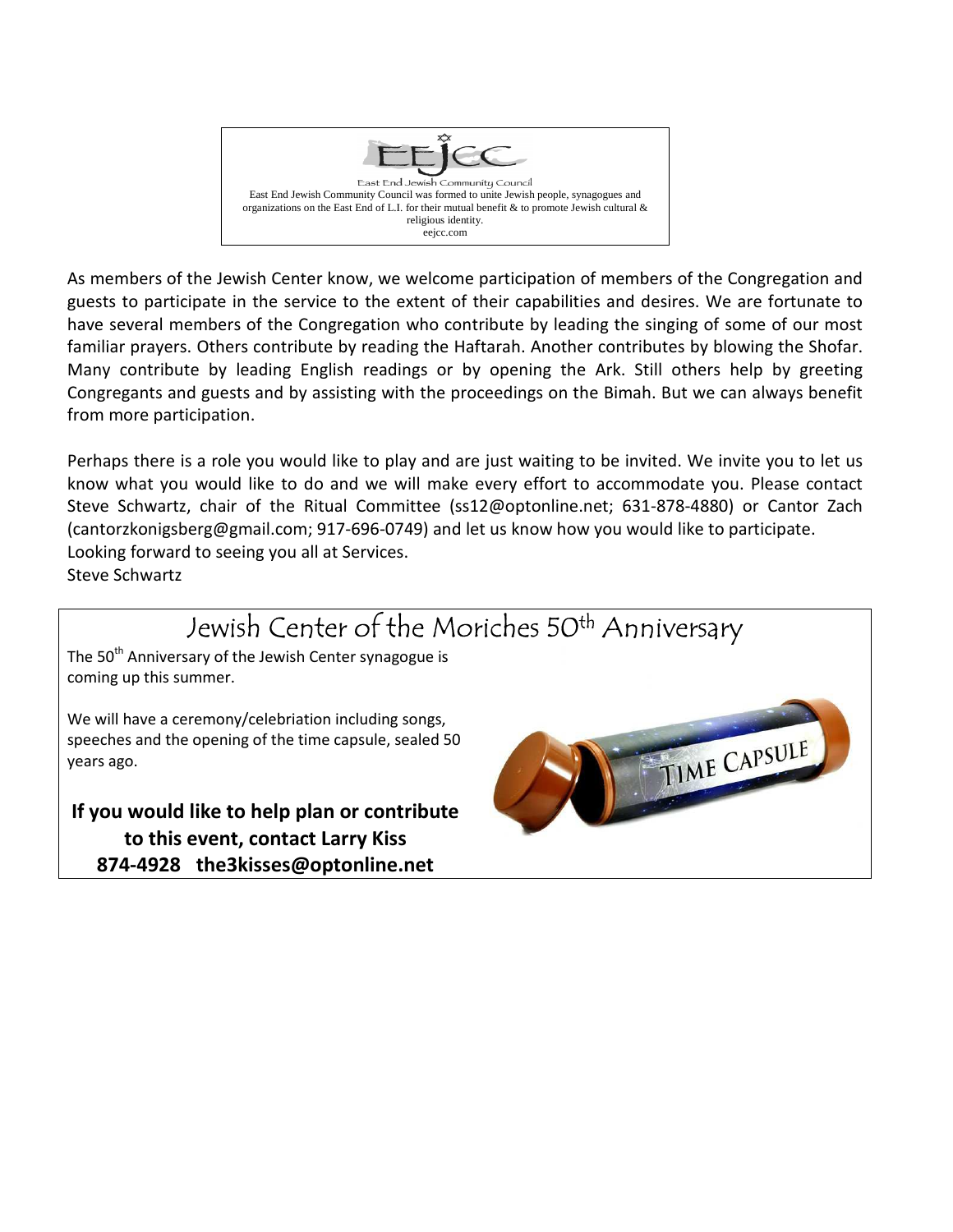EEJCC

East End Jewish Community Council

East End Jewish Community Council was formed to unite Jewish people, synagogues and organizations on the East End of L.I. for their mutual benefit & to promote Jewish cultural & religious identity.

eejcc.com

As members of the Jewish Center know, we welcome participation of members of the Congregation and guests to participate in the service to the extent of their capabilities and desires. We are fortunate to have several members of the Congregation who contribute by leading the singing of some of our most familiar prayers. Others contribute by reading the Haftarah. Another contributes by blowing the Shofar. Many contribute by leading English readings or by opening the Ark. Still others help by greeting Congregants and guests and by assisting with the proceedings on the Bimah. But we can always benefit from more participation.

Perhaps there is a role you would like to play and are just waiting to be invited. We invite you to let us know what you would like to do and we will make every effort to accommodate you. Please contact Steve Schwartz, chair of the Ritual Committee (ss12@optonline.net; 631-878-4880) or Cantor Zach (cantorzkonigsberg@gmail.com; 917-696-0749) and let us know how you would like to participate.
Looking forward to seeing you all at Services.
Steve Schwartz

# Jewish Center of the Moriches 50th Anniversary

The 50th Anniversary of the Jewish Center synagogue is coming up this summer.

We will have a ceremony/celebriation including songs, speeches and the opening of the time capsule, sealed 50 years ago.

**If you would like to help plan or contribute to this event, contact Larry Kiss 874-4928 the3kisses@optonline.net**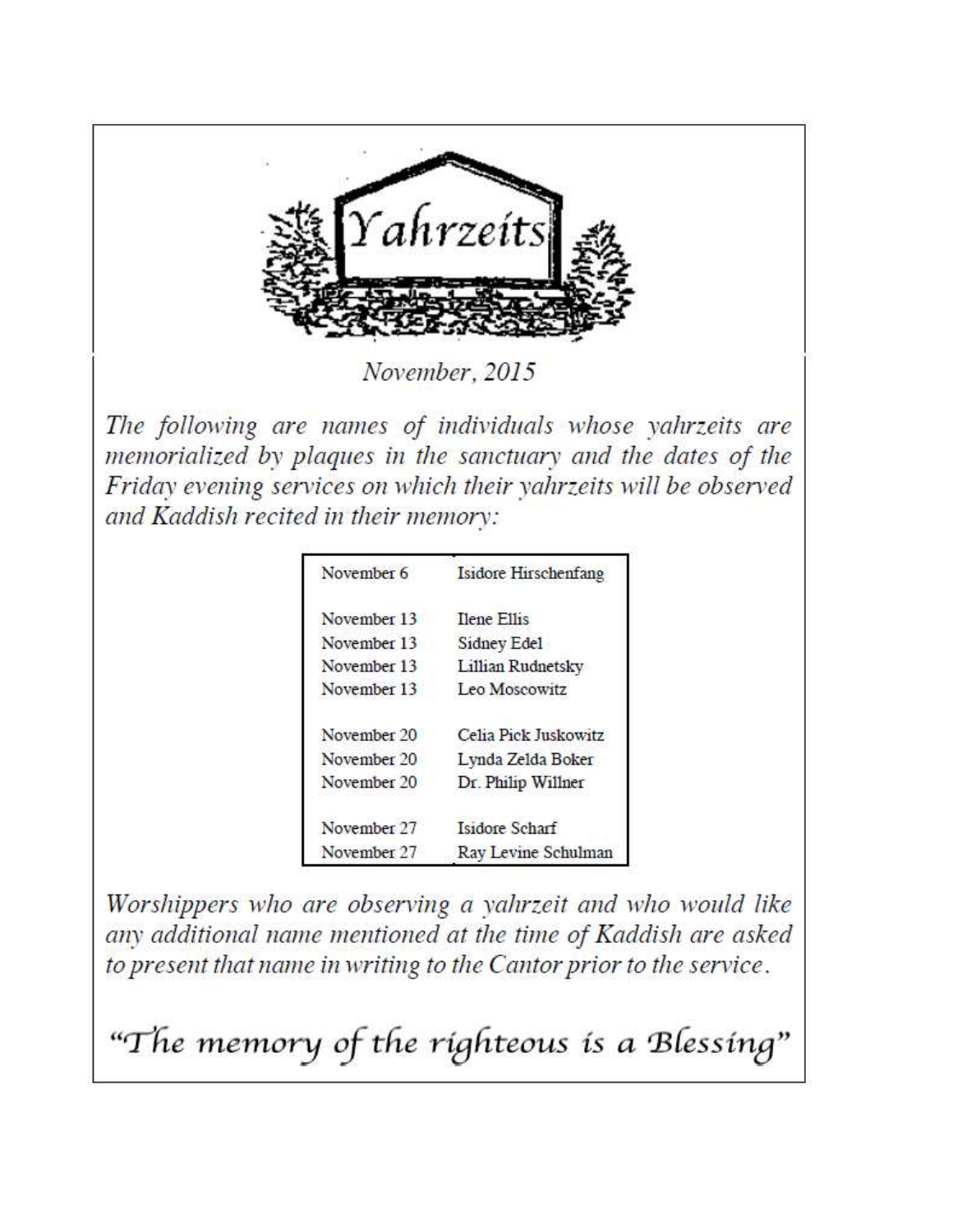# Yahrzeits

*November, 2015*

*The following are names of individuals whose yahrzeits are memorialized by plaques in the sanctuary and the dates of the Friday evening services on which their yahrzeits will be observed and Kaddish recited in their memory:*

| Date | Name |
|---|---|
| November 6 | Isidore Hirschenfang |
| November 13 | Ilene Ellis |
| November 13 | Sidney Edel |
| November 13 | Lillian Rudnetsky |
| November 13 | Leo Moscowitz |
| November 20 | Celia Pick Juskowitz |
| November 20 | Lynda Zelda Boker |
| November 20 | Dr. Philip Willner |
| November 27 | Isidore Scharf |
| November 27 | Ray Levine Schulman |

*Worshippers who are observing a yahrzeit and who would like any additional name mentioned at the time of Kaddish are asked to present that name in writing to the Cantor prior to the service.*

"The memory of the righteous is a Blessing"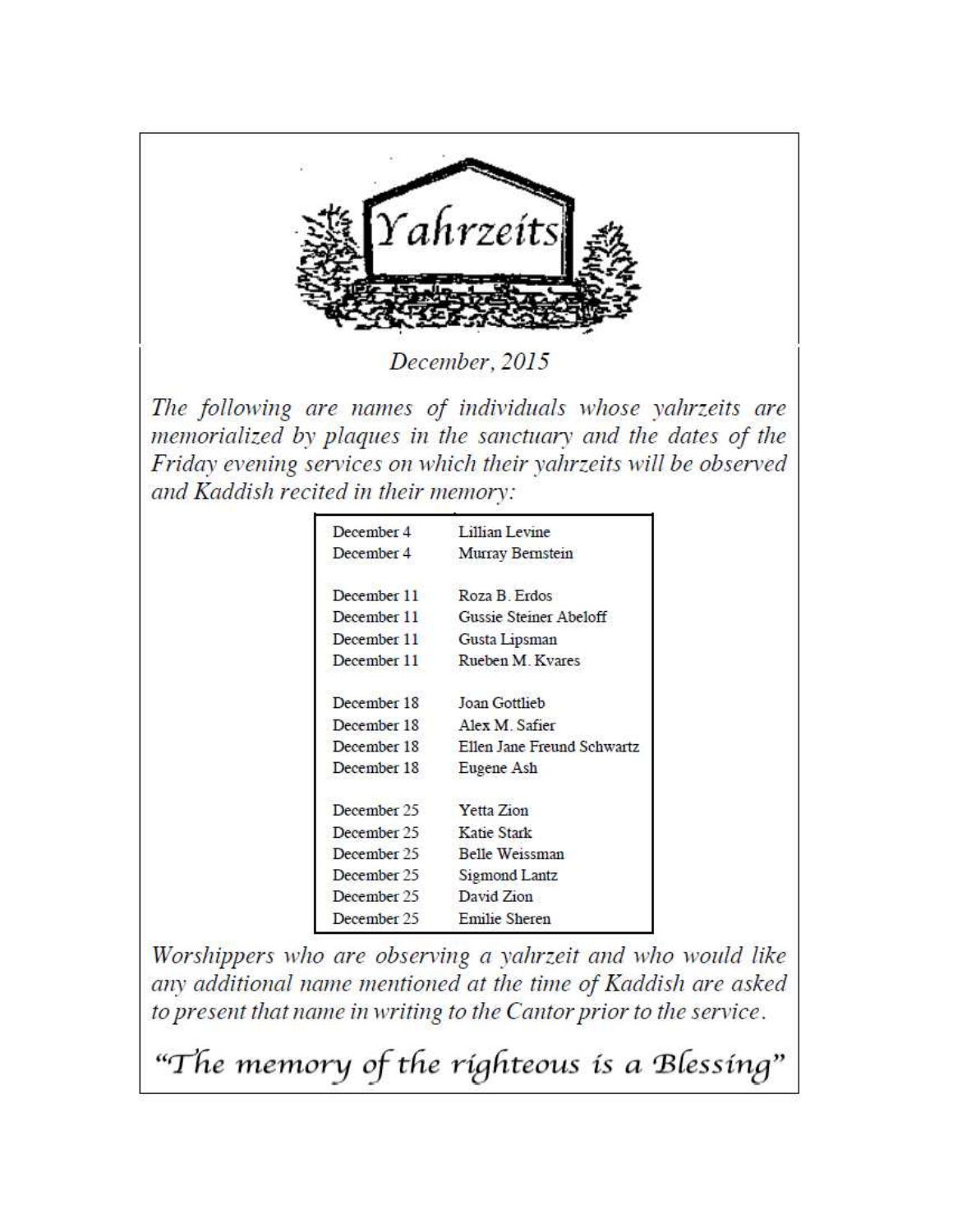# Yahrzeits

*December, 2015*

*The following are names of individuals whose yahrzeits are memorialized by plaques in the sanctuary and the dates of the Friday evening services on which their yahrzeits will be observed and Kaddish recited in their memory:*

| Date | Name |
|---|---|
| December 4 | Lillian Levine |
| December 4 | Murray Bernstein |
| December 11 | Roza B. Erdos |
| December 11 | Gussie Steiner Abeloff |
| December 11 | Gusta Lipsman |
| December 11 | Rueben M. Kvares |
| December 18 | Joan Gottlieb |
| December 18 | Alex M. Safier |
| December 18 | Ellen Jane Freund Schwartz |
| December 18 | Eugene Ash |
| December 25 | Yetta Zion |
| December 25 | Katie Stark |
| December 25 | Belle Weissman |
| December 25 | Sigmond Lantz |
| December 25 | David Zion |
| December 25 | Emilie Sheren |

*Worshippers who are observing a yahrzeit and who would like any additional name mentioned at the time of Kaddish are asked to present that name in writing to the Cantor prior to the service.*

*"The memory of the righteous is a Blessing"*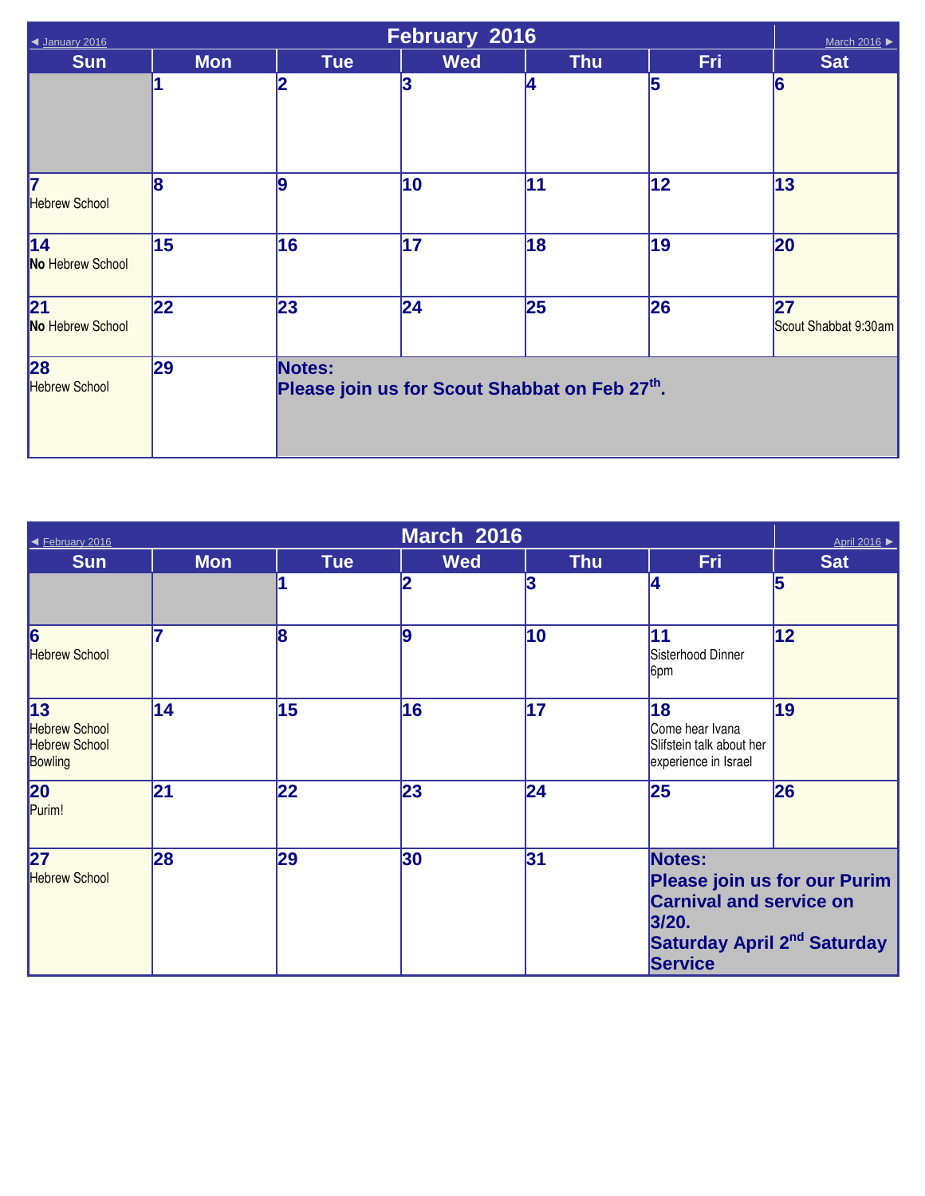## February 2016

◄ January 2016 | March 2016 ►

| Sun | Mon | Tue | Wed | Thu | Fri | Sat |
|---|---|---|---|---|---|---|
| | 1 | 2 | 3 | 4 | 5 | 6 |
| 7 Hebrew School | 8 | 9 | 10 | 11 | 12 | 13 |
| 14 **No** Hebrew School | 15 | 16 | 17 | 18 | 19 | 20 |
| 21 **No** Hebrew School | 22 | 23 | 24 | 25 | 26 | 27 Scout Shabbat 9:30am |
| 28 Hebrew School | 29 | **Notes:** **Please join us for Scout Shabbat on Feb 27th.** | | | | |

## March 2016

◄ February 2016 | April 2016 ►

| Sun | Mon | Tue | Wed | Thu | Fri | Sat |
|---|---|---|---|---|---|---|
| | | 1 | 2 | 3 | 4 | 5 |
| 6 Hebrew School | 7 | 8 | 9 | 10 | 11 Sisterhood Dinner 6pm | 12 |
| 13 Hebrew School Hebrew School Bowling | 14 | 15 | 16 | 17 | 18 Come hear Ivana Slifstein talk about her experience in Israel | 19 |
| 20 Purim! | 21 | 22 | 23 | 24 | 25 | 26 |
| 27 Hebrew School | 28 | 29 | 30 | 31 | **Notes:** **Please join us for our Purim Carnival and service on 3/20.** **Saturday April 2nd Saturday Service** | |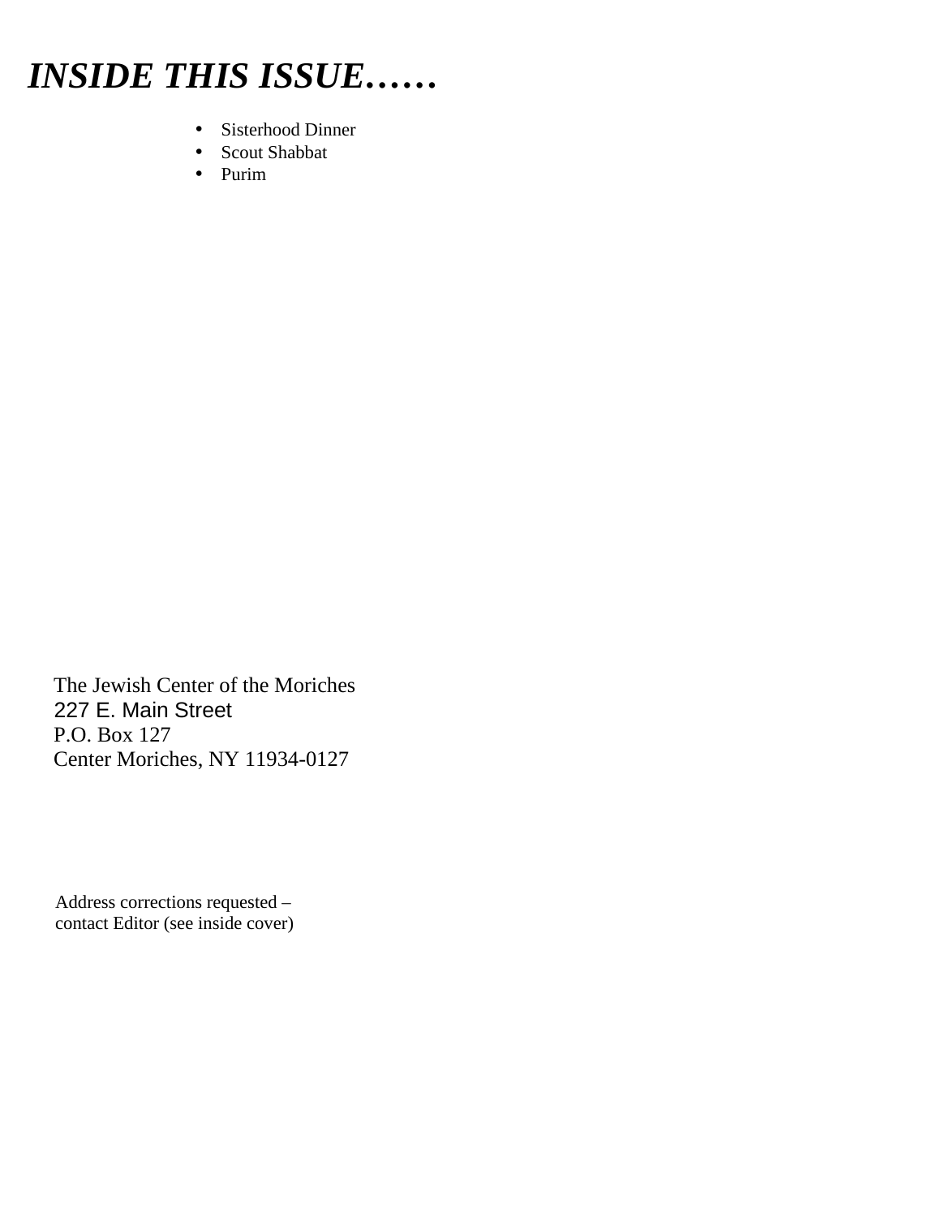# *INSIDE THIS ISSUE……*

- Sisterhood Dinner
- Scout Shabbat
- Purim

The Jewish Center of the Moriches
227 E. Main Street
P.O. Box 127
Center Moriches, NY 11934-0127

Address corrections requested –
contact Editor (see inside cover)